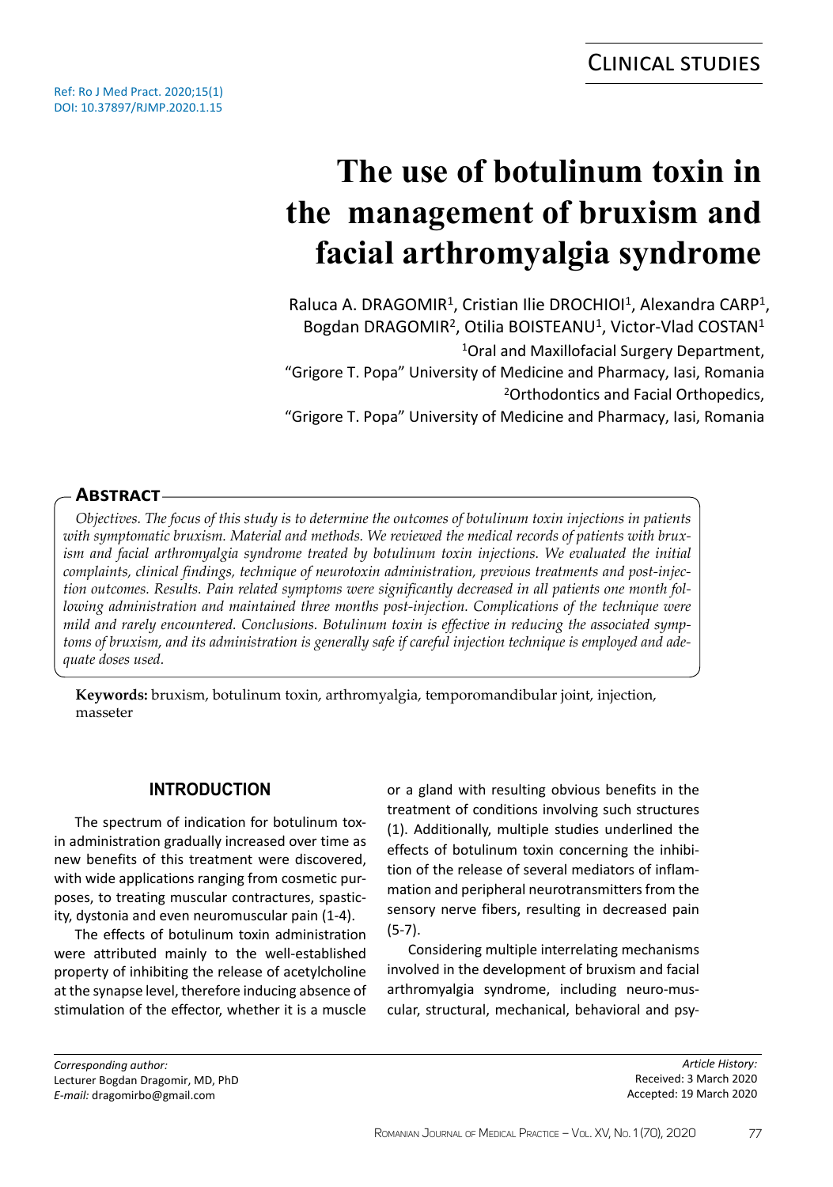Clinical studies

Ref: Ro J Med Pract. 2020;15(1)
DOI: 10.37897/RJMP.2020.1.15

# The use of botulinum toxin in the management of bruxism and facial arthromyalgia syndrome

Raluca A. DRAGOMIR[1], Cristian Ilie DROCHIOI[1], Alexandra CARP[1], Bogdan DRAGOMIR[2], Otilia BOISTEANU[1], Victor-Vlad COSTAN[1]

[1]Oral and Maxillofacial Surgery Department, "Grigore T. Popa" University of Medicine and Pharmacy, Iasi, Romania

[2]Orthodontics and Facial Orthopedics, "Grigore T. Popa" University of Medicine and Pharmacy, Iasi, Romania

## Abstract

*Objectives. The focus of this study is to determine the outcomes of botulinum toxin injections in patients with symptomatic bruxism. Material and methods. We reviewed the medical records of patients with bruxism and facial arthromyalgia syndrome treated by botulinum toxin injections. We evaluated the initial complaints, clinical findings, technique of neurotoxin administration, previous treatments and post-injection outcomes. Results. Pain related symptoms were significantly decreased in all patients one month following administration and maintained three months post-injection. Complications of the technique were mild and rarely encountered. Conclusions. Botulinum toxin is effective in reducing the associated symptoms of bruxism, and its administration is generally safe if careful injection technique is employed and adequate doses used.*

**Keywords:** bruxism, botulinum toxin, arthromyalgia, temporomandibular joint, injection, masseter

## INTRODUCTION

The spectrum of indication for botulinum toxin administration gradually increased over time as new benefits of this treatment were discovered, with wide applications ranging from cosmetic purposes, to treating muscular contractures, spasticity, dystonia and even neuromuscular pain (1-4).

The effects of botulinum toxin administration were attributed mainly to the well-established property of inhibiting the release of acetylcholine at the synapse level, therefore inducing absence of stimulation of the effector, whether it is a muscle or a gland with resulting obvious benefits in the treatment of conditions involving such structures (1). Additionally, multiple studies underlined the effects of botulinum toxin concerning the inhibition of the release of several mediators of inflammation and peripheral neurotransmitters from the sensory nerve fibers, resulting in decreased pain (5-7).

Considering multiple interrelating mechanisms involved in the development of bruxism and facial arthromyalgia syndrome, including neuro-muscular, structural, mechanical, behavioral and psy-

*Corresponding author:*
Lecturer Bogdan Dragomir, MD, PhD
*E-mail:* dragomirbo@gmail.com

*Article History:*
Received: 3 March 2020
Accepted: 19 March 2020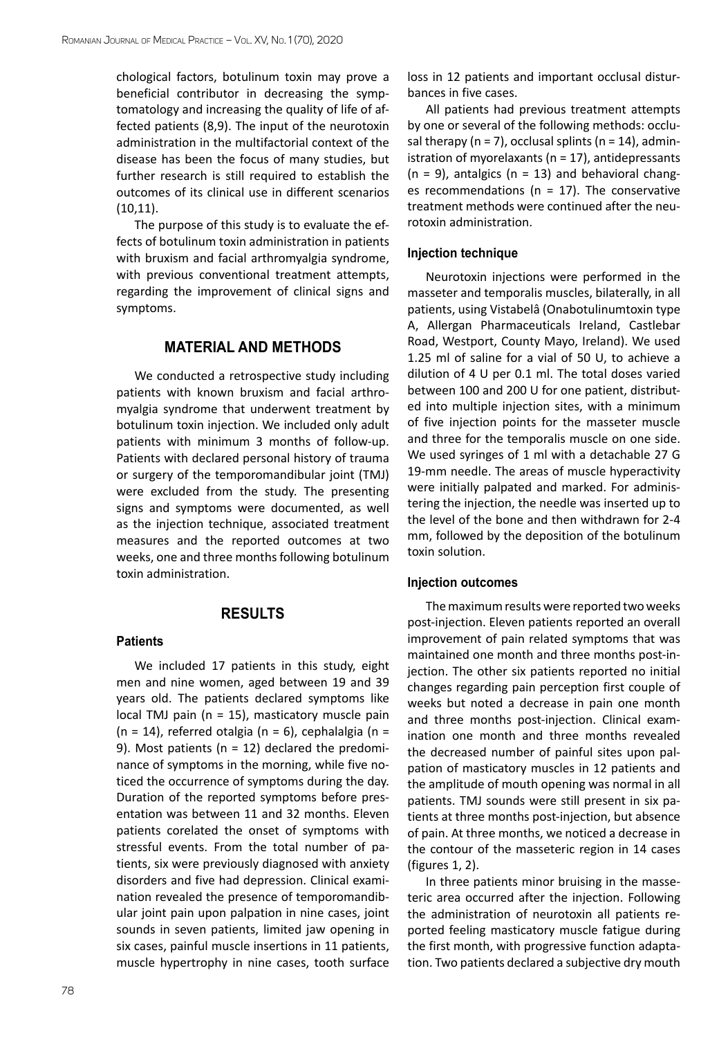chological factors, botulinum toxin may prove a beneficial contributor in decreasing the symptomatology and increasing the quality of life of affected patients (8,9). The input of the neurotoxin administration in the multifactorial context of the disease has been the focus of many studies, but further research is still required to establish the outcomes of its clinical use in different scenarios (10,11).

The purpose of this study is to evaluate the effects of botulinum toxin administration in patients with bruxism and facial arthromyalgia syndrome, with previous conventional treatment attempts, regarding the improvement of clinical signs and symptoms.

## MATERIAL AND METHODS

We conducted a retrospective study including patients with known bruxism and facial arthromyalgia syndrome that underwent treatment by botulinum toxin injection. We included only adult patients with minimum 3 months of follow-up. Patients with declared personal history of trauma or surgery of the temporomandibular joint (TMJ) were excluded from the study. The presenting signs and symptoms were documented, as well as the injection technique, associated treatment measures and the reported outcomes at two weeks, one and three months following botulinum toxin administration.

## RESULTS

### Patients

We included 17 patients in this study, eight men and nine women, aged between 19 and 39 years old. The patients declared symptoms like local TMJ pain (n = 15), masticatory muscle pain (n = 14), referred otalgia (n = 6), cephalalgia (n = 9). Most patients (n = 12) declared the predominance of symptoms in the morning, while five noticed the occurrence of symptoms during the day. Duration of the reported symptoms before presentation was between 11 and 32 months. Eleven patients corelated the onset of symptoms with stressful events. From the total number of patients, six were previously diagnosed with anxiety disorders and five had depression. Clinical examination revealed the presence of temporomandibular joint pain upon palpation in nine cases, joint sounds in seven patients, limited jaw opening in six cases, painful muscle insertions in 11 patients, muscle hypertrophy in nine cases, tooth surface loss in 12 patients and important occlusal disturbances in five cases.

All patients had previous treatment attempts by one or several of the following methods: occlusal therapy (n = 7), occlusal splints (n = 14), administration of myorelaxants (n = 17), antidepressants (n = 9), antalgics (n = 13) and behavioral changes recommendations (n = 17). The conservative treatment methods were continued after the neurotoxin administration.

### Injection technique

Neurotoxin injections were performed in the masseter and temporalis muscles, bilaterally, in all patients, using Vistabelâ (Onabotulinumtoxin type A, Allergan Pharmaceuticals Ireland, Castlebar Road, Westport, County Mayo, Ireland). We used 1.25 ml of saline for a vial of 50 U, to achieve a dilution of 4 U per 0.1 ml. The total doses varied between 100 and 200 U for one patient, distributed into multiple injection sites, with a minimum of five injection points for the masseter muscle and three for the temporalis muscle on one side. We used syringes of 1 ml with a detachable 27 G 19-mm needle. The areas of muscle hyperactivity were initially palpated and marked. For administering the injection, the needle was inserted up to the level of the bone and then withdrawn for 2-4 mm, followed by the deposition of the botulinum toxin solution.

### Injection outcomes

The maximum results were reported two weeks post-injection. Eleven patients reported an overall improvement of pain related symptoms that was maintained one month and three months post-injection. The other six patients reported no initial changes regarding pain perception first couple of weeks but noted a decrease in pain one month and three months post-injection. Clinical examination one month and three months revealed the decreased number of painful sites upon palpation of masticatory muscles in 12 patients and the amplitude of mouth opening was normal in all patients. TMJ sounds were still present in six patients at three months post-injection, but absence of pain. At three months, we noticed a decrease in the contour of the masseteric region in 14 cases (figures 1, 2).

In three patients minor bruising in the masseteric area occurred after the injection. Following the administration of neurotoxin all patients reported feeling masticatory muscle fatigue during the first month, with progressive function adaptation. Two patients declared a subjective dry mouth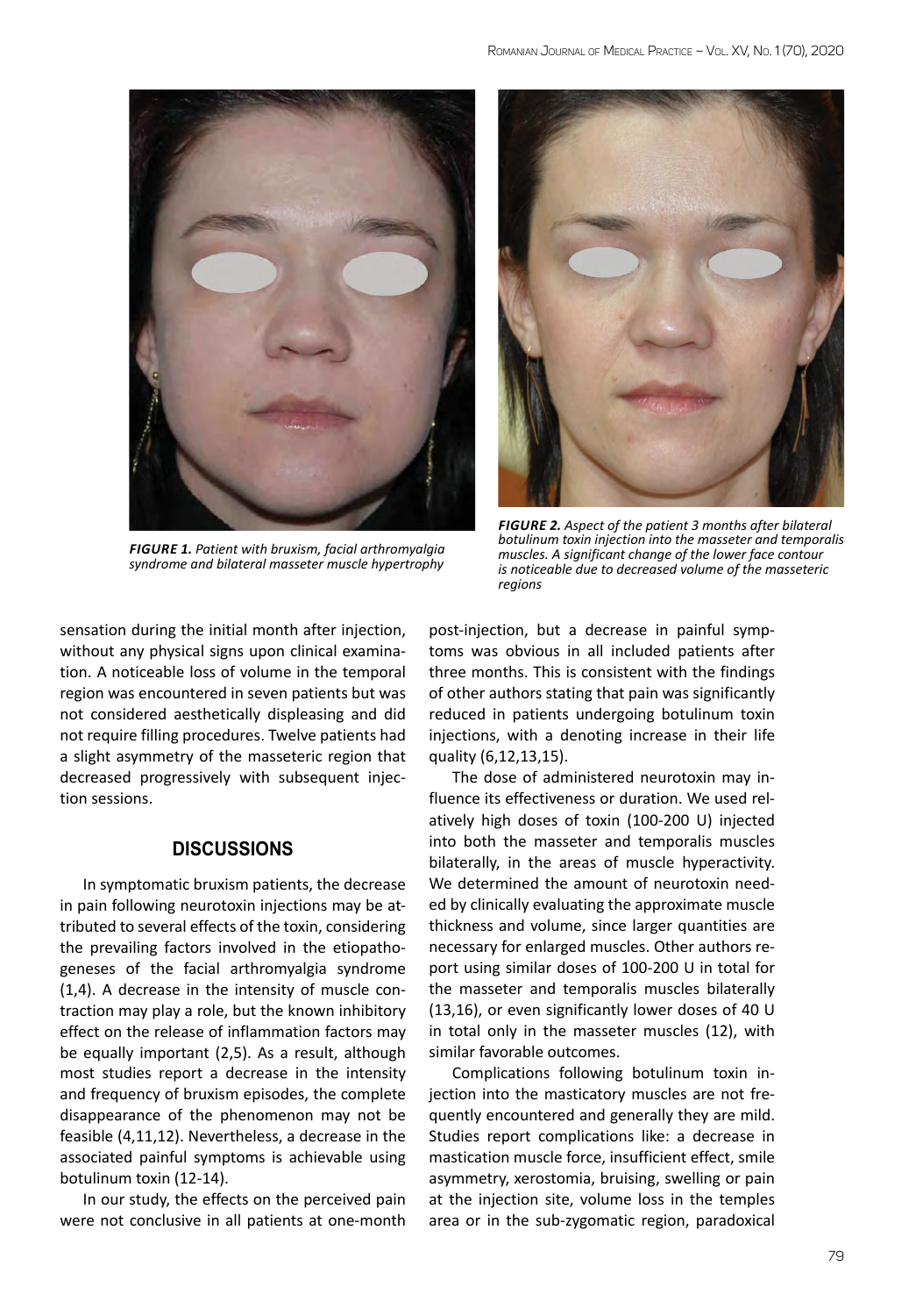*FIGURE 1. Patient with bruxism, facial arthromyalgia syndrome and bilateral masseter muscle hypertrophy*

*FIGURE 2. Aspect of the patient 3 months after bilateral botulinum toxin injection into the masseter and temporalis muscles. A significant change of the lower face contour is noticeable due to decreased volume of the masseteric regions*

sensation during the initial month after injection, without any physical signs upon clinical examination. A noticeable loss of volume in the temporal region was encountered in seven patients but was not considered aesthetically displeasing and did not require filling procedures. Twelve patients had a slight asymmetry of the masseteric region that decreased progressively with subsequent injection sessions.

## DISCUSSIONS

In symptomatic bruxism patients, the decrease in pain following neurotoxin injections may be attributed to several effects of the toxin, considering the prevailing factors involved in the etiopathogeneses of the facial arthromyalgia syndrome (1,4). A decrease in the intensity of muscle contraction may play a role, but the known inhibitory effect on the release of inflammation factors may be equally important (2,5). As a result, although most studies report a decrease in the intensity and frequency of bruxism episodes, the complete disappearance of the phenomenon may not be feasible (4,11,12). Nevertheless, a decrease in the associated painful symptoms is achievable using botulinum toxin (12-14).

In our study, the effects on the perceived pain were not conclusive in all patients at one-month post-injection, but a decrease in painful symptoms was obvious in all included patients after three months. This is consistent with the findings of other authors stating that pain was significantly reduced in patients undergoing botulinum toxin injections, with a denoting increase in their life quality (6,12,13,15).

The dose of administered neurotoxin may influence its effectiveness or duration. We used relatively high doses of toxin (100-200 U) injected into both the masseter and temporalis muscles bilaterally, in the areas of muscle hyperactivity. We determined the amount of neurotoxin needed by clinically evaluating the approximate muscle thickness and volume, since larger quantities are necessary for enlarged muscles. Other authors report using similar doses of 100-200 U in total for the masseter and temporalis muscles bilaterally (13,16), or even significantly lower doses of 40 U in total only in the masseter muscles (12), with similar favorable outcomes.

Complications following botulinum toxin injection into the masticatory muscles are not frequently encountered and generally they are mild. Studies report complications like: a decrease in mastication muscle force, insufficient effect, smile asymmetry, xerostomia, bruising, swelling or pain at the injection site, volume loss in the temples area or in the sub-zygomatic region, paradoxical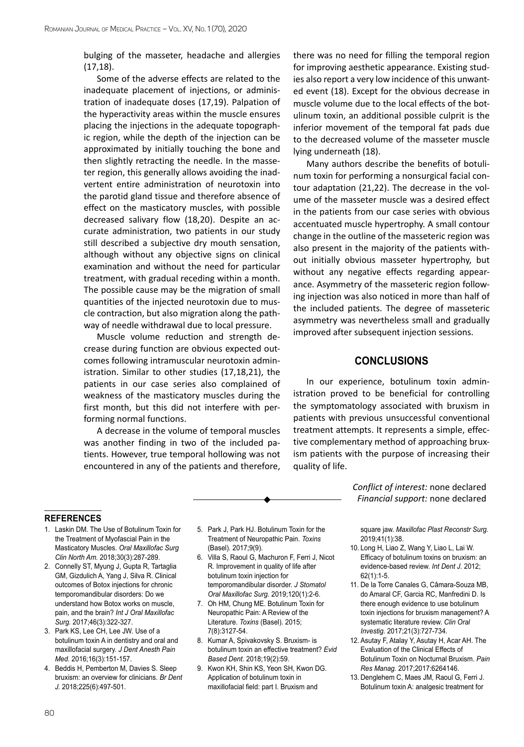bulging of the masseter, headache and allergies (17,18).

Some of the adverse effects are related to the inadequate placement of injections, or administration of inadequate doses (17,19). Palpation of the hyperactivity areas within the muscle ensures placing the injections in the adequate topographic region, while the depth of the injection can be approximated by initially touching the bone and then slightly retracting the needle. In the masseter region, this generally allows avoiding the inadvertent entire administration of neurotoxin into the parotid gland tissue and therefore absence of effect on the masticatory muscles, with possible decreased salivary flow (18,20). Despite an accurate administration, two patients in our study still described a subjective dry mouth sensation, although without any objective signs on clinical examination and without the need for particular treatment, with gradual receding within a month. The possible cause may be the migration of small quantities of the injected neurotoxin due to muscle contraction, but also migration along the pathway of needle withdrawal due to local pressure.

Muscle volume reduction and strength decrease during function are obvious expected outcomes following intramuscular neurotoxin administration. Similar to other studies (17,18,21), the patients in our case series also complained of weakness of the masticatory muscles during the first month, but this did not interfere with performing normal functions.

A decrease in the volume of temporal muscles was another finding in two of the included patients. However, true temporal hollowing was not encountered in any of the patients and therefore, there was no need for filling the temporal region for improving aesthetic appearance. Existing studies also report a very low incidence of this unwanted event (18). Except for the obvious decrease in muscle volume due to the local effects of the botulinum toxin, an additional possible culprit is the inferior movement of the temporal fat pads due to the decreased volume of the masseter muscle lying underneath (18).

Many authors describe the benefits of botulinum toxin for performing a nonsurgical facial contour adaptation (21,22). The decrease in the volume of the masseter muscle was a desired effect in the patients from our case series with obvious accentuated muscle hypertrophy. A small contour change in the outline of the masseteric region was also present in the majority of the patients without initially obvious masseter hypertrophy, but without any negative effects regarding appearance. Asymmetry of the masseteric region following injection was also noticed in more than half of the included patients. The degree of masseteric asymmetry was nevertheless small and gradually improved after subsequent injection sessions.

## CONCLUSIONS

In our experience, botulinum toxin administration proved to be beneficial for controlling the symptomatology associated with bruxism in patients with previous unsuccessful conventional treatment attempts. It represents a simple, effective complementary method of approaching bruxism patients with the purpose of increasing their quality of life.

*Conflict of interest:* none declared
*Financial support:* none declared

## REFERENCES

1. Laskin DM. The Use of Botulinum Toxin for the Treatment of Myofascial Pain in the Masticatory Muscles. *Oral Maxillofac Surg Clin North Am.* 2018;30(3):287-289.
2. Connelly ST, Myung J, Gupta R, Tartaglia GM, Gizdulich A, Yang J, Silva R. Clinical outcomes of Botox injections for chronic temporomandibular disorders: Do we understand how Botox works on muscle, pain, and the brain? *Int J Oral Maxillofac Surg.* 2017;46(3):322-327.
3. Park KS, Lee CH, Lee JW. Use of a botulinum toxin A in dentistry and oral and maxillofacial surgery. *J Dent Anesth Pain Med.* 2016;16(3):151-157.
4. Beddis H, Pemberton M, Davies S. Sleep bruxism: an overview for clinicians. *Br Dent J.* 2018;225(6):497-501.
5. Park J, Park HJ. Botulinum Toxin for the Treatment of Neuropathic Pain. *Toxins* (Basel). 2017;9(9).
6. Villa S, Raoul G, Machuron F, Ferri J, Nicot R. Improvement in quality of life after botulinum toxin injection for temporomandibular disorder. *J Stomatol Oral Maxillofac Surg.* 2019;120(1):2-6.
7. Oh HM, Chung ME. Botulinum Toxin for Neuropathic Pain: A Review of the Literature. *Toxins* (Basel). 2015; 7(8):3127-54.
8. Kumar A, Spivakovsky S. Bruxism- is botulinum toxin an effective treatment? *Evid Based Dent.* 2018;19(2):59.
9. Kwon KH, Shin KS, Yeon SH, Kwon DG. Application of botulinum toxin in maxillofacial field: part I. Bruxism and square jaw. *Maxillofac Plast Reconstr Surg.* 2019;41(1):38.
10. Long H, Liao Z, Wang Y, Liao L, Lai W. Efficacy of botulinum toxins on bruxism: an evidence-based review. *Int Dent J.* 2012; 62(1):1-5.
11. De la Torre Canales G, Câmara-Souza MB, do Amaral CF, Garcia RC, Manfredini D. Is there enough evidence to use botulinum toxin injections for bruxism management? A systematic literature review. *Clin Oral Investig.* 2017;21(3):727-734.
12. Asutay F, Atalay Y, Asutay H, Acar AH. The Evaluation of the Clinical Effects of Botulinum Toxin on Nocturnal Bruxism. *Pain Res Manag.* 2017;2017:6264146.
13. Denglehem C, Maes JM, Raoul G, Ferri J. Botulinum toxin A: analgesic treatment for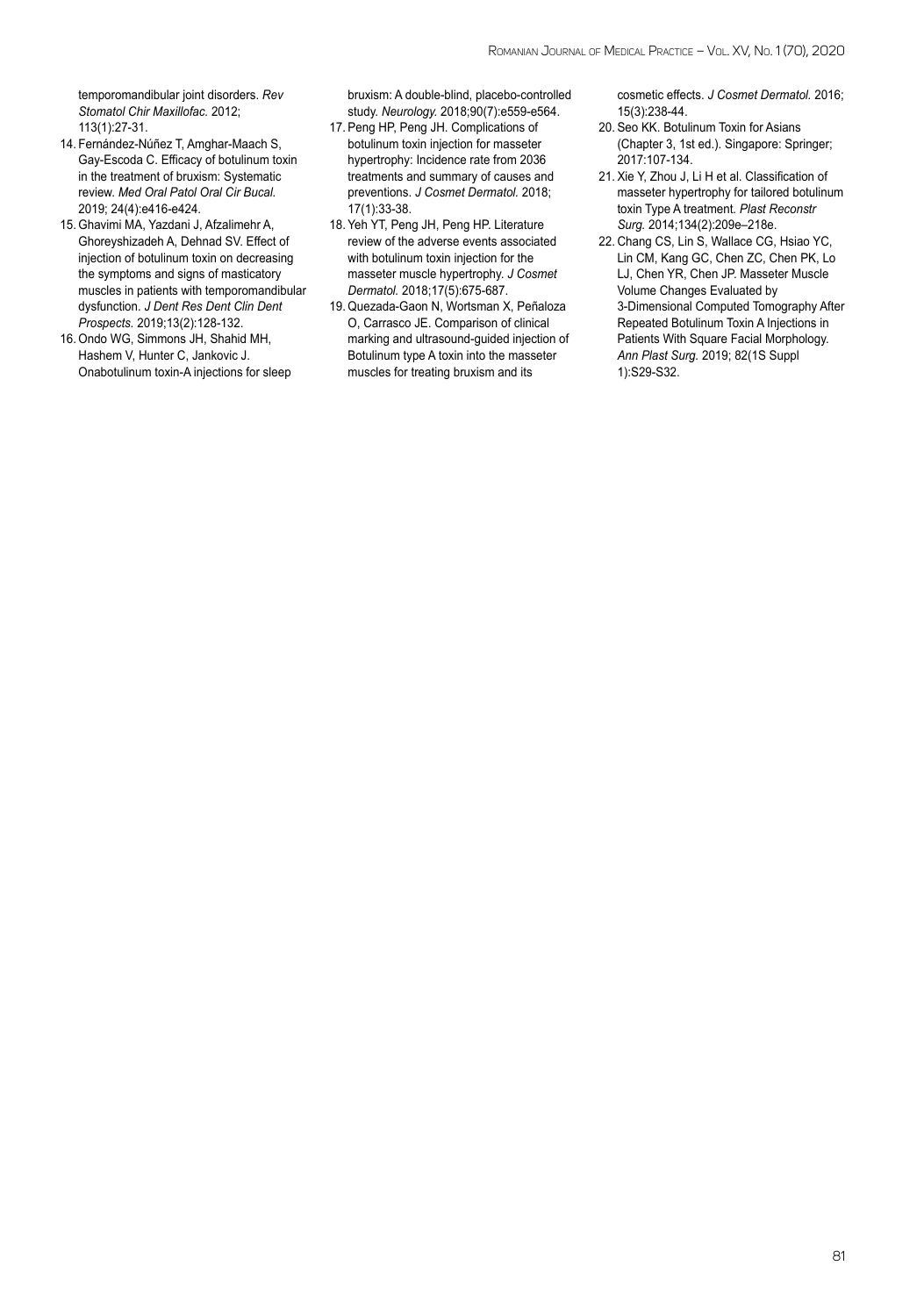temporomandibular joint disorders. *Rev Stomatol Chir Maxillofac.* 2012; 113(1):27-31.

14. Fernández-Núñez T, Amghar-Maach S, Gay-Escoda C. Efficacy of botulinum toxin in the treatment of bruxism: Systematic review. *Med Oral Patol Oral Cir Bucal.* 2019; 24(4):e416-e424.
15. Ghavimi MA, Yazdani J, Afzalimehr A, Ghoreyshizadeh A, Dehnad SV. Effect of injection of botulinum toxin on decreasing the symptoms and signs of masticatory muscles in patients with temporomandibular dysfunction. *J Dent Res Dent Clin Dent Prospects.* 2019;13(2):128-132.
16. Ondo WG, Simmons JH, Shahid MH, Hashem V, Hunter C, Jankovic J. Onabotulinum toxin-A injections for sleep bruxism: A double-blind, placebo-controlled study. *Neurology.* 2018;90(7):e559-e564.
17. Peng HP, Peng JH. Complications of botulinum toxin injection for masseter hypertrophy: Incidence rate from 2036 treatments and summary of causes and preventions. *J Cosmet Dermatol.* 2018; 17(1):33-38.
18. Yeh YT, Peng JH, Peng HP. Literature review of the adverse events associated with botulinum toxin injection for the masseter muscle hypertrophy. *J Cosmet Dermatol.* 2018;17(5):675-687.
19. Quezada-Gaon N, Wortsman X, Peñaloza O, Carrasco JE. Comparison of clinical marking and ultrasound-guided injection of Botulinum type A toxin into the masseter muscles for treating bruxism and its cosmetic effects. *J Cosmet Dermatol.* 2016; 15(3):238-44.
20. Seo KK. Botulinum Toxin for Asians (Chapter 3, 1st ed.). Singapore: Springer; 2017:107-134.
21. Xie Y, Zhou J, Li H et al. Classification of masseter hypertrophy for tailored botulinum toxin Type A treatment. *Plast Reconstr Surg.* 2014;134(2):209e–218e.
22. Chang CS, Lin S, Wallace CG, Hsiao YC, Lin CM, Kang GC, Chen ZC, Chen PK, Lo LJ, Chen YR, Chen JP. Masseter Muscle Volume Changes Evaluated by 3-Dimensional Computed Tomography After Repeated Botulinum Toxin A Injections in Patients With Square Facial Morphology. *Ann Plast Surg.* 2019; 82(1S Suppl 1):S29-S32.